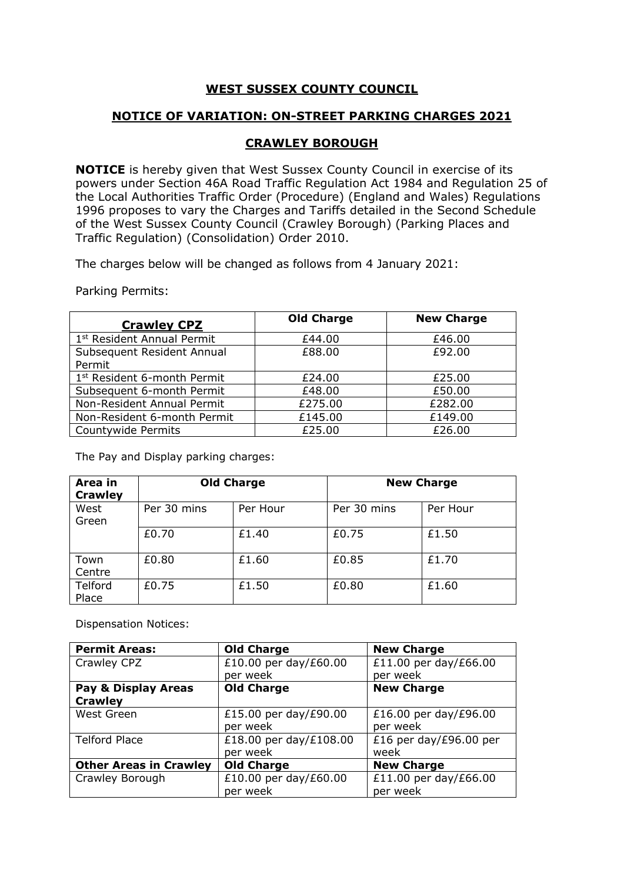# WEST SUSSEX COUNTY COUNCIL

## NOTICE OF VARIATION: ON-STREET PARKING CHARGES 2021

## CRAWLEY BOROUGH

**NOTICE** is hereby given that West Sussex County Council in exercise of its powers under Section 46A Road Traffic Regulation Act 1984 and Regulation 25 of the Local Authorities Traffic Order (Procedure) (England and Wales) Regulations 1996 proposes to vary the Charges and Tariffs detailed in the Second Schedule of the West Sussex County Council (Crawley Borough) (Parking Places and Traffic Regulation) (Consolidation) Order 2010.

The charges below will be changed as follows from 4 January 2021:

Parking Permits:

| **Crawley CPZ** | **Old Charge** | **New Charge** |
|---|---|---|
| 1st Resident Annual Permit | £44.00 | £46.00 |
| Subsequent Resident Annual Permit | £88.00 | £92.00 |
| 1st Resident 6-month Permit | £24.00 | £25.00 |
| Subsequent 6-month Permit | £48.00 | £50.00 |
| Non-Resident Annual Permit | £275.00 | £282.00 |
| Non-Resident 6-month Permit | £145.00 | £149.00 |
| Countywide Permits | £25.00 | £26.00 |

The Pay and Display parking charges:

| **Area in Crawley** | **Old Charge** | | **New Charge** | |
|---|---|---|---|---|
| West Green | Per 30 mins | Per Hour | Per 30 mins | Per Hour |
| | £0.70 | £1.40 | £0.75 | £1.50 |
| Town Centre | £0.80 | £1.60 | £0.85 | £1.70 |
| Telford Place | £0.75 | £1.50 | £0.80 | £1.60 |

Dispensation Notices:

| **Permit Areas:** | **Old Charge** | **New Charge** |
|---|---|---|
| Crawley CPZ | £10.00 per day/£60.00 per week | £11.00 per day/£66.00 per week |
| **Pay & Display Areas Crawley** | **Old Charge** | **New Charge** |
| West Green | £15.00 per day/£90.00 per week | £16.00 per day/£96.00 per week |
| Telford Place | £18.00 per day/£108.00 per week | £16 per day/£96.00 per week |
| **Other Areas in Crawley** | **Old Charge** | **New Charge** |
| Crawley Borough | £10.00 per day/£60.00 per week | £11.00 per day/£66.00 per week |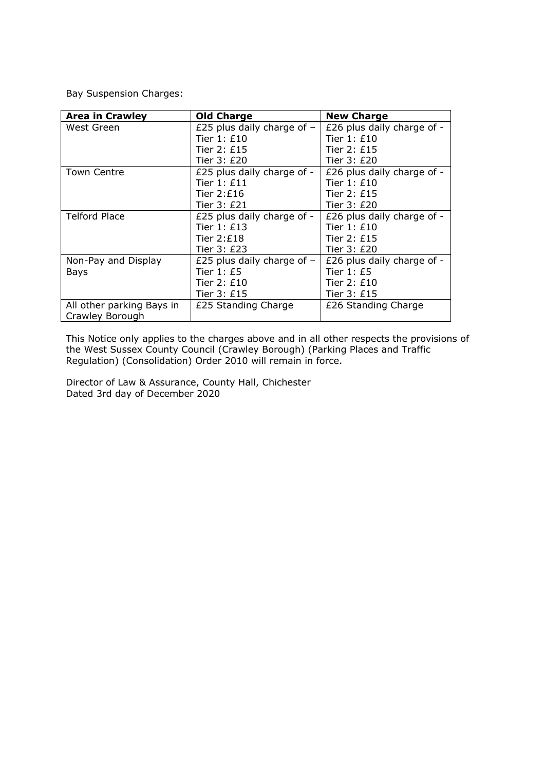Bay Suspension Charges:

| **Area in Crawley** | **Old Charge** | **New Charge** |
| --- | --- | --- |
| West Green | £25 plus daily charge of – Tier 1: £10 Tier 2: £15 Tier 3: £20 | £26 plus daily charge of - Tier 1: £10 Tier 2: £15 Tier 3: £20 |
| Town Centre | £25 plus daily charge of - Tier 1: £11 Tier 2:£16 Tier 3: £21 | £26 plus daily charge of - Tier 1: £10 Tier 2: £15 Tier 3: £20 |
| Telford Place | £25 plus daily charge of - Tier 1: £13 Tier 2:£18 Tier 3: £23 | £26 plus daily charge of - Tier 1: £10 Tier 2: £15 Tier 3: £20 |
| Non-Pay and Display Bays | £25 plus daily charge of – Tier 1: £5 Tier 2: £10 Tier 3: £15 | £26 plus daily charge of - Tier 1: £5 Tier 2: £10 Tier 3: £15 |
| All other parking Bays in Crawley Borough | £25 Standing Charge | £26 Standing Charge |

This Notice only applies to the charges above and in all other respects the provisions of the West Sussex County Council (Crawley Borough) (Parking Places and Traffic Regulation) (Consolidation) Order 2010 will remain in force.

Director of Law & Assurance, County Hall, Chichester
Dated 3rd day of December 2020